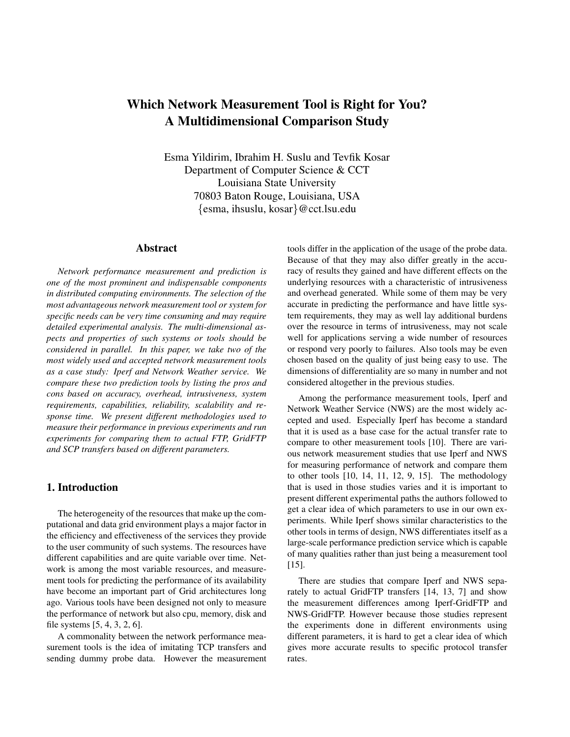# Which Network Measurement Tool is Right for You? A Multidimensional Comparison Study

Esma Yildirim, Ibrahim H. Suslu and Tevfik Kosar
Department of Computer Science & CCT
Louisiana State University
70803 Baton Rouge, Louisiana, USA
{esma, ihsuslu, kosar}@cct.lsu.edu

## Abstract

*Network performance measurement and prediction is one of the most prominent and indispensable components in distributed computing environments. The selection of the most advantageous network measurement tool or system for specific needs can be very time consuming and may require detailed experimental analysis. The multi-dimensional aspects and properties of such systems or tools should be considered in parallel. In this paper, we take two of the most widely used and accepted network measurement tools as a case study: Iperf and Network Weather service. We compare these two prediction tools by listing the pros and cons based on accuracy, overhead, intrusiveness, system requirements, capabilities, reliability, scalability and response time. We present different methodologies used to measure their performance in previous experiments and run experiments for comparing them to actual FTP, GridFTP and SCP transfers based on different parameters.*

## 1. Introduction

The heterogeneity of the resources that make up the computational and data grid environment plays a major factor in the efficiency and effectiveness of the services they provide to the user community of such systems. The resources have different capabilities and are quite variable over time. Network is among the most variable resources, and measurement tools for predicting the performance of its availability have become an important part of Grid architectures long ago. Various tools have been designed not only to measure the performance of network but also cpu, memory, disk and file systems [5, 4, 3, 2, 6].

A commonality between the network performance measurement tools is the idea of imitating TCP transfers and sending dummy probe data. However the measurement tools differ in the application of the usage of the probe data. Because of that they may also differ greatly in the accuracy of results they gained and have different effects on the underlying resources with a characteristic of intrusiveness and overhead generated. While some of them may be very accurate in predicting the performance and have little system requirements, they may as well lay additional burdens over the resource in terms of intrusiveness, may not scale well for applications serving a wide number of resources or respond very poorly to failures. Also tools may be even chosen based on the quality of just being easy to use. The dimensions of differentiality are so many in number and not considered altogether in the previous studies.

Among the performance measurement tools, Iperf and Network Weather Service (NWS) are the most widely accepted and used. Especially Iperf has become a standard that it is used as a base case for the actual transfer rate to compare to other measurement tools [10]. There are various network measurement studies that use Iperf and NWS for measuring performance of network and compare them to other tools [10, 14, 11, 12, 9, 15]. The methodology that is used in those studies varies and it is important to present different experimental paths the authors followed to get a clear idea of which parameters to use in our own experiments. While Iperf shows similar characteristics to the other tools in terms of design, NWS differentiates itself as a large-scale performance prediction service which is capable of many qualities rather than just being a measurement tool [15].

There are studies that compare Iperf and NWS separately to actual GridFTP transfers [14, 13, 7] and show the measurement differences among Iperf-GridFTP and NWS-GridFTP. However because those studies represent the experiments done in different environments using different parameters, it is hard to get a clear idea of which gives more accurate results to specific protocol transfer rates.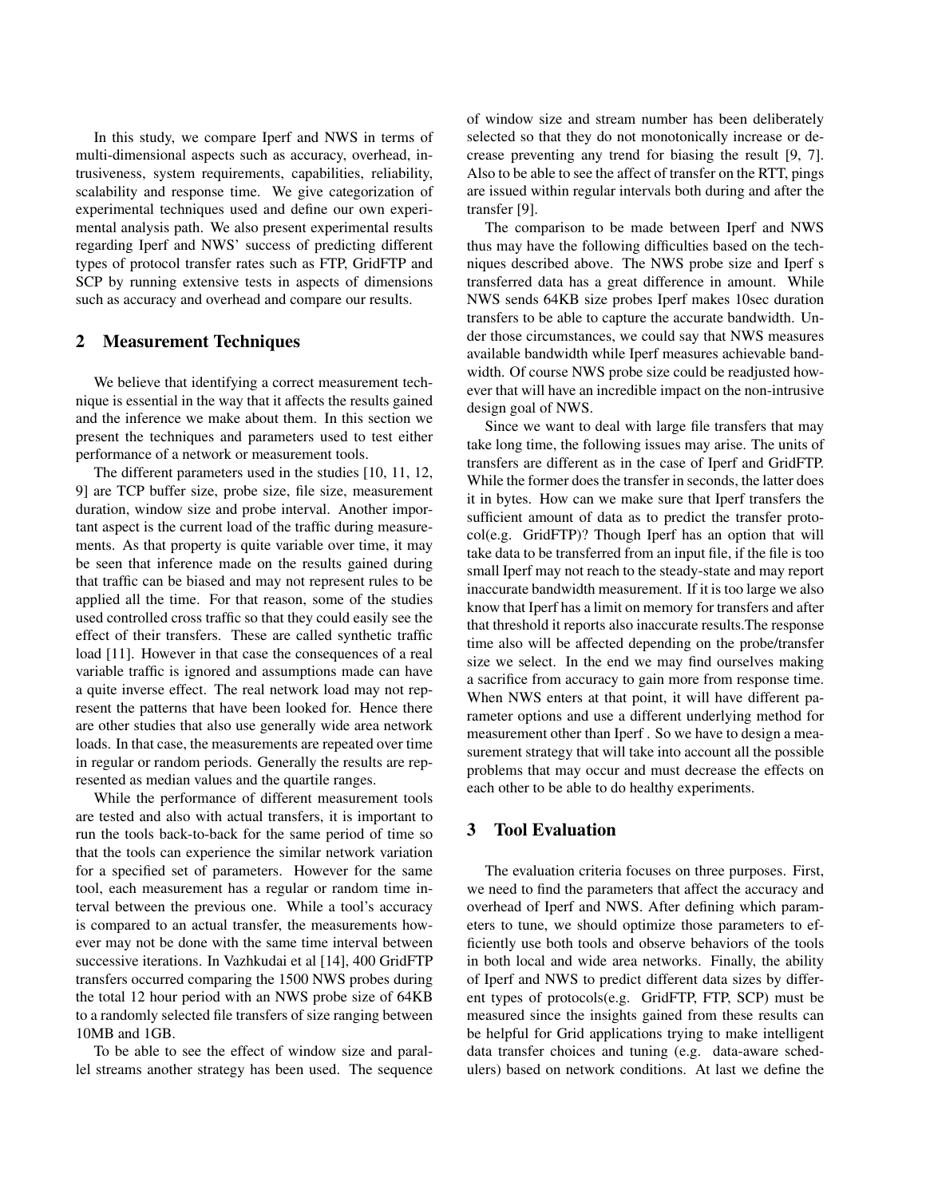In this study, we compare Iperf and NWS in terms of multi-dimensional aspects such as accuracy, overhead, intrusiveness, system requirements, capabilities, reliability, scalability and response time. We give categorization of experimental techniques used and define our own experimental analysis path. We also present experimental results regarding Iperf and NWS' success of predicting different types of protocol transfer rates such as FTP, GridFTP and SCP by running extensive tests in aspects of dimensions such as accuracy and overhead and compare our results.

## 2 Measurement Techniques

We believe that identifying a correct measurement technique is essential in the way that it affects the results gained and the inference we make about them. In this section we present the techniques and parameters used to test either performance of a network or measurement tools.

The different parameters used in the studies [10, 11, 12, 9] are TCP buffer size, probe size, file size, measurement duration, window size and probe interval. Another important aspect is the current load of the traffic during measurements. As that property is quite variable over time, it may be seen that inference made on the results gained during that traffic can be biased and may not represent rules to be applied all the time. For that reason, some of the studies used controlled cross traffic so that they could easily see the effect of their transfers. These are called synthetic traffic load [11]. However in that case the consequences of a real variable traffic is ignored and assumptions made can have a quite inverse effect. The real network load may not represent the patterns that have been looked for. Hence there are other studies that also use generally wide area network loads. In that case, the measurements are repeated over time in regular or random periods. Generally the results are represented as median values and the quartile ranges.

While the performance of different measurement tools are tested and also with actual transfers, it is important to run the tools back-to-back for the same period of time so that the tools can experience the similar network variation for a specified set of parameters. However for the same tool, each measurement has a regular or random time interval between the previous one. While a tool's accuracy is compared to an actual transfer, the measurements however may not be done with the same time interval between successive iterations. In Vazhkudai et al [14], 400 GridFTP transfers occurred comparing the 1500 NWS probes during the total 12 hour period with an NWS probe size of 64KB to a randomly selected file transfers of size ranging between 10MB and 1GB.

To be able to see the effect of window size and parallel streams another strategy has been used. The sequence of window size and stream number has been deliberately selected so that they do not monotonically increase or decrease preventing any trend for biasing the result [9, 7]. Also to be able to see the affect of transfer on the RTT, pings are issued within regular intervals both during and after the transfer [9].

The comparison to be made between Iperf and NWS thus may have the following difficulties based on the techniques described above. The NWS probe size and Iperf s transferred data has a great difference in amount. While NWS sends 64KB size probes Iperf makes 10sec duration transfers to be able to capture the accurate bandwidth. Under those circumstances, we could say that NWS measures available bandwidth while Iperf measures achievable bandwidth. Of course NWS probe size could be readjusted however that will have an incredible impact on the non-intrusive design goal of NWS.

Since we want to deal with large file transfers that may take long time, the following issues may arise. The units of transfers are different as in the case of Iperf and GridFTP. While the former does the transfer in seconds, the latter does it in bytes. How can we make sure that Iperf transfers the sufficient amount of data as to predict the transfer protocol(e.g. GridFTP)? Though Iperf has an option that will take data to be transferred from an input file, if the file is too small Iperf may not reach to the steady-state and may report inaccurate bandwidth measurement. If it is too large we also know that Iperf has a limit on memory for transfers and after that threshold it reports also inaccurate results.The response time also will be affected depending on the probe/transfer size we select. In the end we may find ourselves making a sacrifice from accuracy to gain more from response time. When NWS enters at that point, it will have different parameter options and use a different underlying method for measurement other than Iperf . So we have to design a measurement strategy that will take into account all the possible problems that may occur and must decrease the effects on each other to be able to do healthy experiments.

## 3 Tool Evaluation

The evaluation criteria focuses on three purposes. First, we need to find the parameters that affect the accuracy and overhead of Iperf and NWS. After defining which parameters to tune, we should optimize those parameters to efficiently use both tools and observe behaviors of the tools in both local and wide area networks. Finally, the ability of Iperf and NWS to predict different data sizes by different types of protocols(e.g. GridFTP, FTP, SCP) must be measured since the insights gained from these results can be helpful for Grid applications trying to make intelligent data transfer choices and tuning (e.g. data-aware schedulers) based on network conditions. At last we define the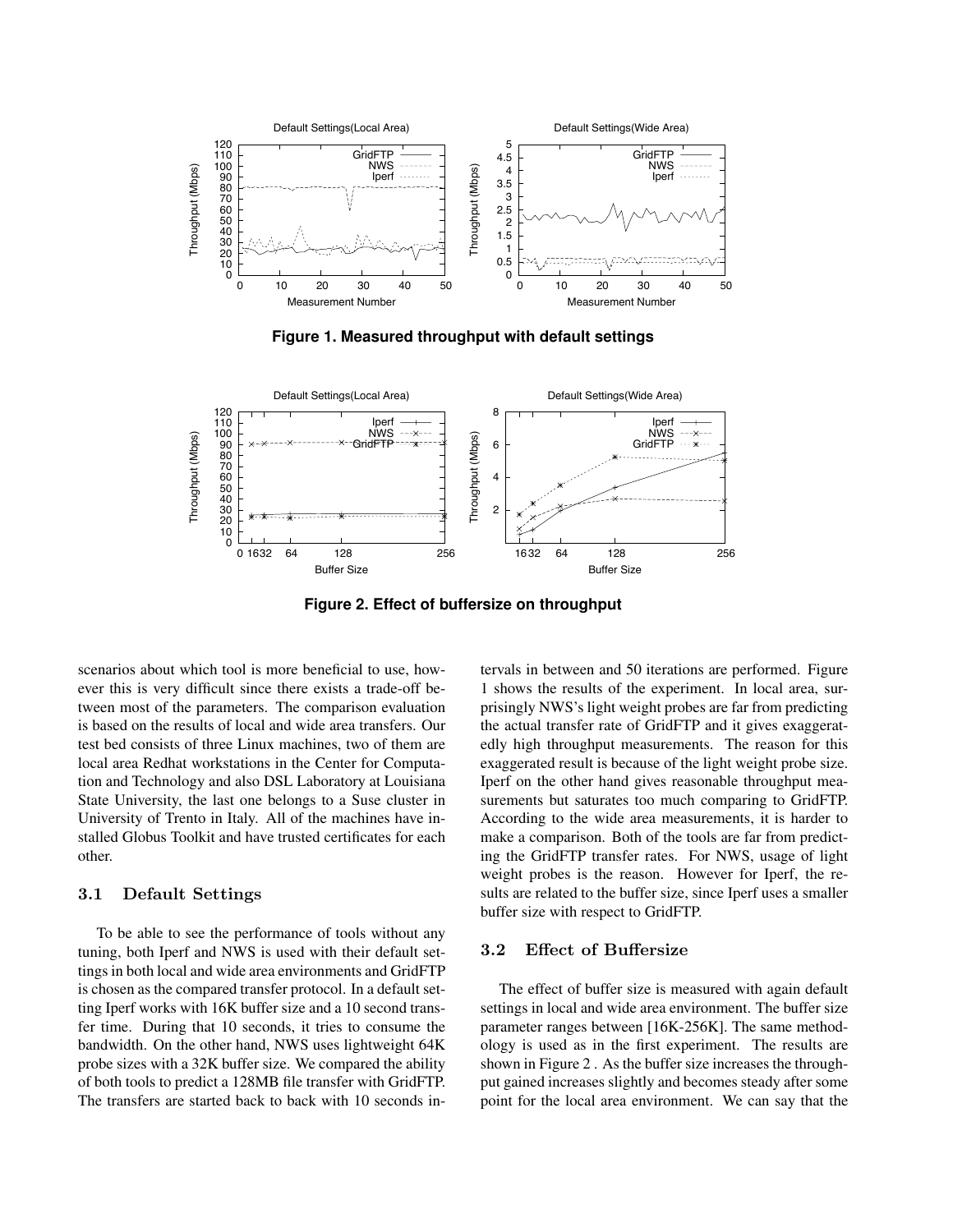**Figure 1. Measured throughput with default settings**

**Figure 2. Effect of buffersize on throughput**

scenarios about which tool is more beneficial to use, however this is very difficult since there exists a trade-off between most of the parameters. The comparison evaluation is based on the results of local and wide area transfers. Our test bed consists of three Linux machines, two of them are local area Redhat workstations in the Center for Computation and Technology and also DSL Laboratory at Louisiana State University, the last one belongs to a Suse cluster in University of Trento in Italy. All of the machines have installed Globus Toolkit and have trusted certificates for each other.

### 3.1 Default Settings

To be able to see the performance of tools without any tuning, both Iperf and NWS is used with their default settings in both local and wide area environments and GridFTP is chosen as the compared transfer protocol. In a default setting Iperf works with 16K buffer size and a 10 second transfer time. During that 10 seconds, it tries to consume the bandwidth. On the other hand, NWS uses lightweight 64K probe sizes with a 32K buffer size. We compared the ability of both tools to predict a 128MB file transfer with GridFTP. The transfers are started back to back with 10 seconds intervals in between and 50 iterations are performed. Figure 1 shows the results of the experiment. In local area, surprisingly NWS's light weight probes are far from predicting the actual transfer rate of GridFTP and it gives exaggeratedly high throughput measurements. The reason for this exaggerated result is because of the light weight probe size. Iperf on the other hand gives reasonable throughput measurements but saturates too much comparing to GridFTP. According to the wide area measurements, it is harder to make a comparison. Both of the tools are far from predicting the GridFTP transfer rates. For NWS, usage of light weight probes is the reason. However for Iperf, the results are related to the buffer size, since Iperf uses a smaller buffer size with respect to GridFTP.

### 3.2 Effect of Buffersize

The effect of buffer size is measured with again default settings in local and wide area environment. The buffer size parameter ranges between [16K-256K]. The same methodology is used as in the first experiment. The results are shown in Figure 2 . As the buffer size increases the throughput gained increases slightly and becomes steady after some point for the local area environment. We can say that the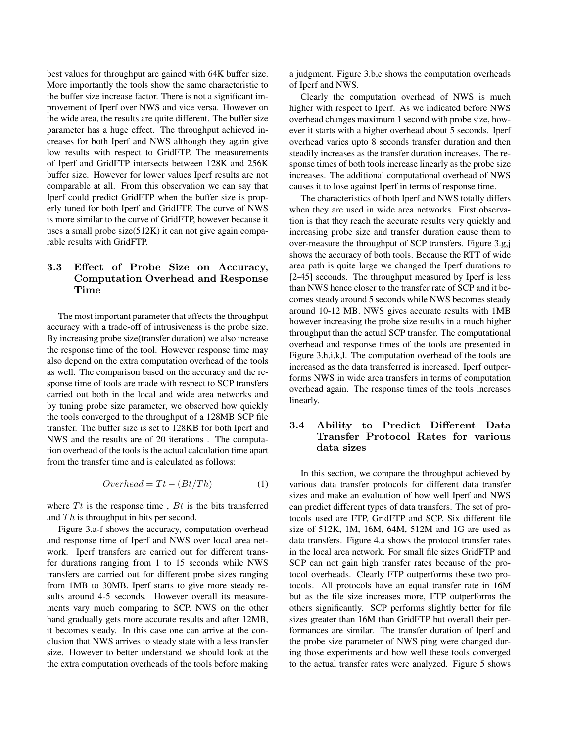best values for throughput are gained with 64K buffer size. More importantly the tools show the same characteristic to the buffer size increase factor. There is not a significant improvement of Iperf over NWS and vice versa. However on the wide area, the results are quite different. The buffer size parameter has a huge effect. The throughput achieved increases for both Iperf and NWS although they again give low results with respect to GridFTP. The measurements of Iperf and GridFTP intersects between 128K and 256K buffer size. However for lower values Iperf results are not comparable at all. From this observation we can say that Iperf could predict GridFTP when the buffer size is properly tuned for both Iperf and GridFTP. The curve of NWS is more similar to the curve of GridFTP, however because it uses a small probe size(512K) it can not give again comparable results with GridFTP.

### 3.3 Effect of Probe Size on Accuracy, Computation Overhead and Response Time

The most important parameter that affects the throughput accuracy with a trade-off of intrusiveness is the probe size. By increasing probe size(transfer duration) we also increase the response time of the tool. However response time may also depend on the extra computation overhead of the tools as well. The comparison based on the accuracy and the response time of tools are made with respect to SCP transfers carried out both in the local and wide area networks and by tuning probe size parameter, we observed how quickly the tools converged to the throughput of a 128MB SCP file transfer. The buffer size is set to 128KB for both Iperf and NWS and the results are of 20 iterations . The computation overhead of the tools is the actual calculation time apart from the transfer time and is calculated as follows:

$$Overhead = Tt - (Bt/Th) \tag{1}$$

where $Tt$ is the response time , $Bt$ is the bits transferred and $Th$ is throughput in bits per second.

Figure 3.a-f shows the accuracy, computation overhead and response time of Iperf and NWS over local area network. Iperf transfers are carried out for different transfer durations ranging from 1 to 15 seconds while NWS transfers are carried out for different probe sizes ranging from 1MB to 30MB. Iperf starts to give more steady results around 4-5 seconds. However overall its measurements vary much comparing to SCP. NWS on the other hand gradually gets more accurate results and after 12MB, it becomes steady. In this case one can arrive at the conclusion that NWS arrives to steady state with a less transfer size. However to better understand we should look at the the extra computation overheads of the tools before making a judgment. Figure 3.b,e shows the computation overheads of Iperf and NWS.

Clearly the computation overhead of NWS is much higher with respect to Iperf. As we indicated before NWS overhead changes maximum 1 second with probe size, however it starts with a higher overhead about 5 seconds. Iperf overhead varies upto 8 seconds transfer duration and then steadily increases as the transfer duration increases. The response times of both tools increase linearly as the probe size increases. The additional computational overhead of NWS causes it to lose against Iperf in terms of response time.

The characteristics of both Iperf and NWS totally differs when they are used in wide area networks. First observation is that they reach the accurate results very quickly and increasing probe size and transfer duration cause them to over-measure the throughput of SCP transfers. Figure 3.g,j shows the accuracy of both tools. Because the RTT of wide area path is quite large we changed the Iperf durations to [2-45] seconds. The throughput measured by Iperf is less than NWS hence closer to the transfer rate of SCP and it becomes steady around 5 seconds while NWS becomes steady around 10-12 MB. NWS gives accurate results with 1MB however increasing the probe size results in a much higher throughput than the actual SCP transfer. The computational overhead and response times of the tools are presented in Figure 3.h,i,k,l. The computation overhead of the tools are increased as the data transferred is increased. Iperf outperforms NWS in wide area transfers in terms of computation overhead again. The response times of the tools increases linearly.

### 3.4 Ability to Predict Different Data Transfer Protocol Rates for various data sizes

In this section, we compare the throughput achieved by various data transfer protocols for different data transfer sizes and make an evaluation of how well Iperf and NWS can predict different types of data transfers. The set of protocols used are FTP, GridFTP and SCP. Six different file size of 512K, 1M, 16M, 64M, 512M and 1G are used as data transfers. Figure 4.a shows the protocol transfer rates in the local area network. For small file sizes GridFTP and SCP can not gain high transfer rates because of the protocol overheads. Clearly FTP outperforms these two protocols. All protocols have an equal transfer rate in 16M but as the file size increases more, FTP outperforms the others significantly. SCP performs slightly better for file sizes greater than 16M than GridFTP but overall their performances are similar. The transfer duration of Iperf and the probe size parameter of NWS ping were changed during those experiments and how well these tools converged to the actual transfer rates were analyzed. Figure 5 shows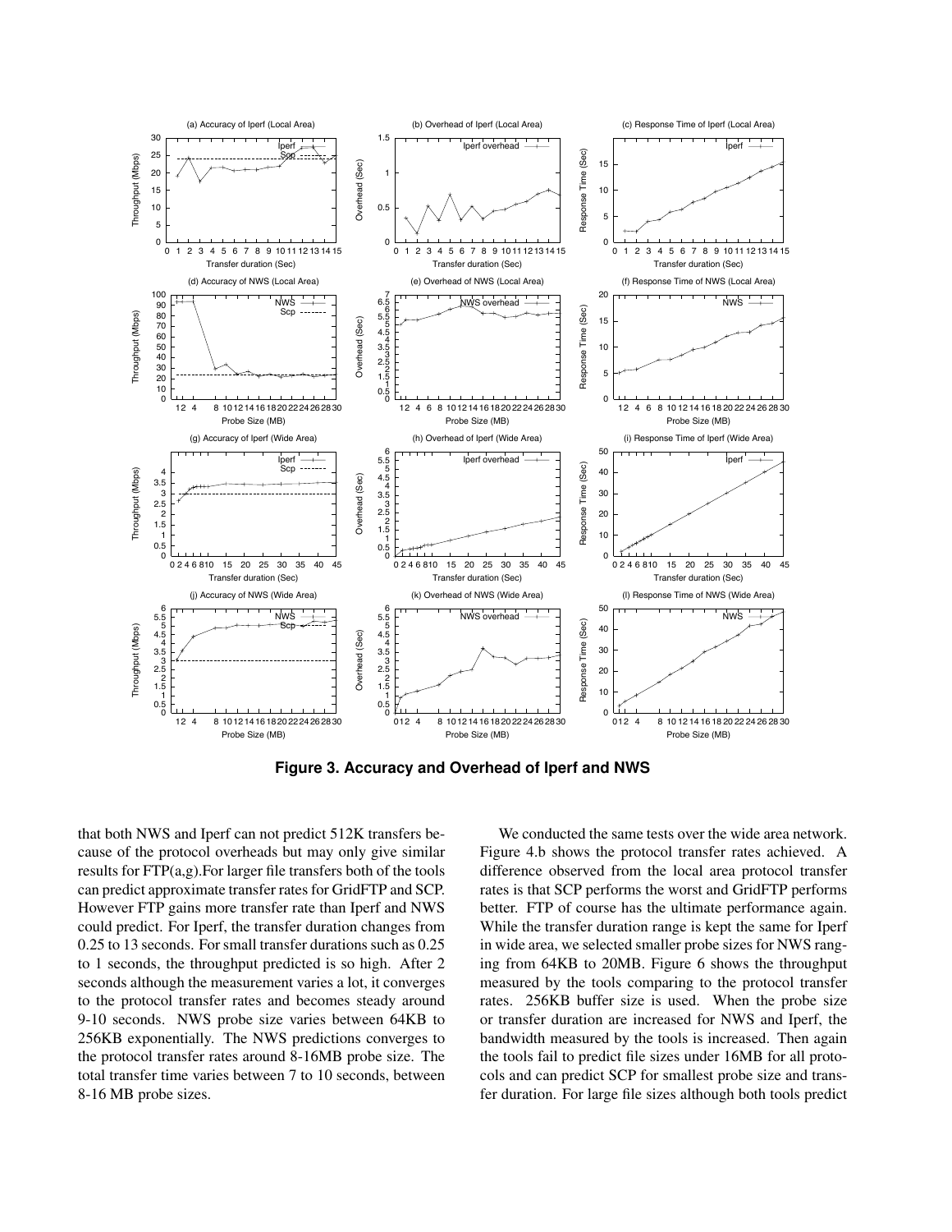**Figure 3. Accuracy and Overhead of Iperf and NWS**

that both NWS and Iperf can not predict 512K transfers because of the protocol overheads but may only give similar results for FTP(a,g).For larger file transfers both of the tools can predict approximate transfer rates for GridFTP and SCP. However FTP gains more transfer rate than Iperf and NWS could predict. For Iperf, the transfer duration changes from 0.25 to 13 seconds. For small transfer durations such as 0.25 to 1 seconds, the throughput predicted is so high. After 2 seconds although the measurement varies a lot, it converges to the protocol transfer rates and becomes steady around 9-10 seconds. NWS probe size varies between 64KB to 256KB exponentially. The NWS predictions converges to the protocol transfer rates around 8-16MB probe size. The total transfer time varies between 7 to 10 seconds, between 8-16 MB probe sizes.

We conducted the same tests over the wide area network. Figure 4.b shows the protocol transfer rates achieved. A difference observed from the local area protocol transfer rates is that SCP performs the worst and GridFTP performs better. FTP of course has the ultimate performance again. While the transfer duration range is kept the same for Iperf in wide area, we selected smaller probe sizes for NWS ranging from 64KB to 20MB. Figure 6 shows the throughput measured by the tools comparing to the protocol transfer rates. 256KB buffer size is used. When the probe size or transfer duration are increased for NWS and Iperf, the bandwidth measured by the tools is increased. Then again the tools fail to predict file sizes under 16MB for all protocols and can predict SCP for smallest probe size and transfer duration. For large file sizes although both tools predict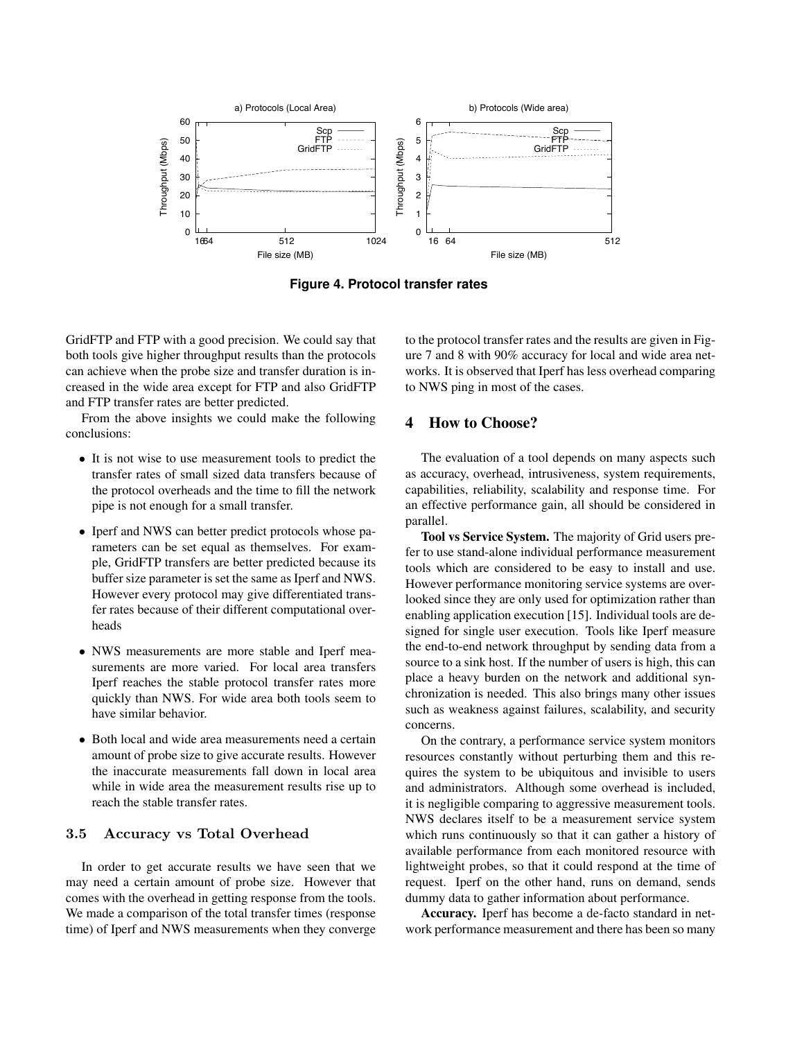**Figure 4. Protocol transfer rates**

GridFTP and FTP with a good precision. We could say that both tools give higher throughput results than the protocols can achieve when the probe size and transfer duration is increased in the wide area except for FTP and also GridFTP and FTP transfer rates are better predicted.

From the above insights we could make the following conclusions:

- It is not wise to use measurement tools to predict the transfer rates of small sized data transfers because of the protocol overheads and the time to fill the network pipe is not enough for a small transfer.
- Iperf and NWS can better predict protocols whose parameters can be set equal as themselves. For example, GridFTP transfers are better predicted because its buffer size parameter is set the same as Iperf and NWS. However every protocol may give differentiated transfer rates because of their different computational overheads
- NWS measurements are more stable and Iperf measurements are more varied. For local area transfers Iperf reaches the stable protocol transfer rates more quickly than NWS. For wide area both tools seem to have similar behavior.
- Both local and wide area measurements need a certain amount of probe size to give accurate results. However the inaccurate measurements fall down in local area while in wide area the measurement results rise up to reach the stable transfer rates.

### 3.5 Accuracy vs Total Overhead

In order to get accurate results we have seen that we may need a certain amount of probe size. However that comes with the overhead in getting response from the tools. We made a comparison of the total transfer times (response time) of Iperf and NWS measurements when they converge to the protocol transfer rates and the results are given in Figure 7 and 8 with 90% accuracy for local and wide area networks. It is observed that Iperf has less overhead comparing to NWS ping in most of the cases.

## 4 How to Choose?

The evaluation of a tool depends on many aspects such as accuracy, overhead, intrusiveness, system requirements, capabilities, reliability, scalability and response time. For an effective performance gain, all should be considered in parallel.

**Tool vs Service System.** The majority of Grid users prefer to use stand-alone individual performance measurement tools which are considered to be easy to install and use. However performance monitoring service systems are overlooked since they are only used for optimization rather than enabling application execution [15]. Individual tools are designed for single user execution. Tools like Iperf measure the end-to-end network throughput by sending data from a source to a sink host. If the number of users is high, this can place a heavy burden on the network and additional synchronization is needed. This also brings many other issues such as weakness against failures, scalability, and security concerns.

On the contrary, a performance service system monitors resources constantly without perturbing them and this requires the system to be ubiquitous and invisible to users and administrators. Although some overhead is included, it is negligible comparing to aggressive measurement tools. NWS declares itself to be a measurement service system which runs continuously so that it can gather a history of available performance from each monitored resource with lightweight probes, so that it could respond at the time of request. Iperf on the other hand, runs on demand, sends dummy data to gather information about performance.

**Accuracy.** Iperf has become a de-facto standard in network performance measurement and there has been so many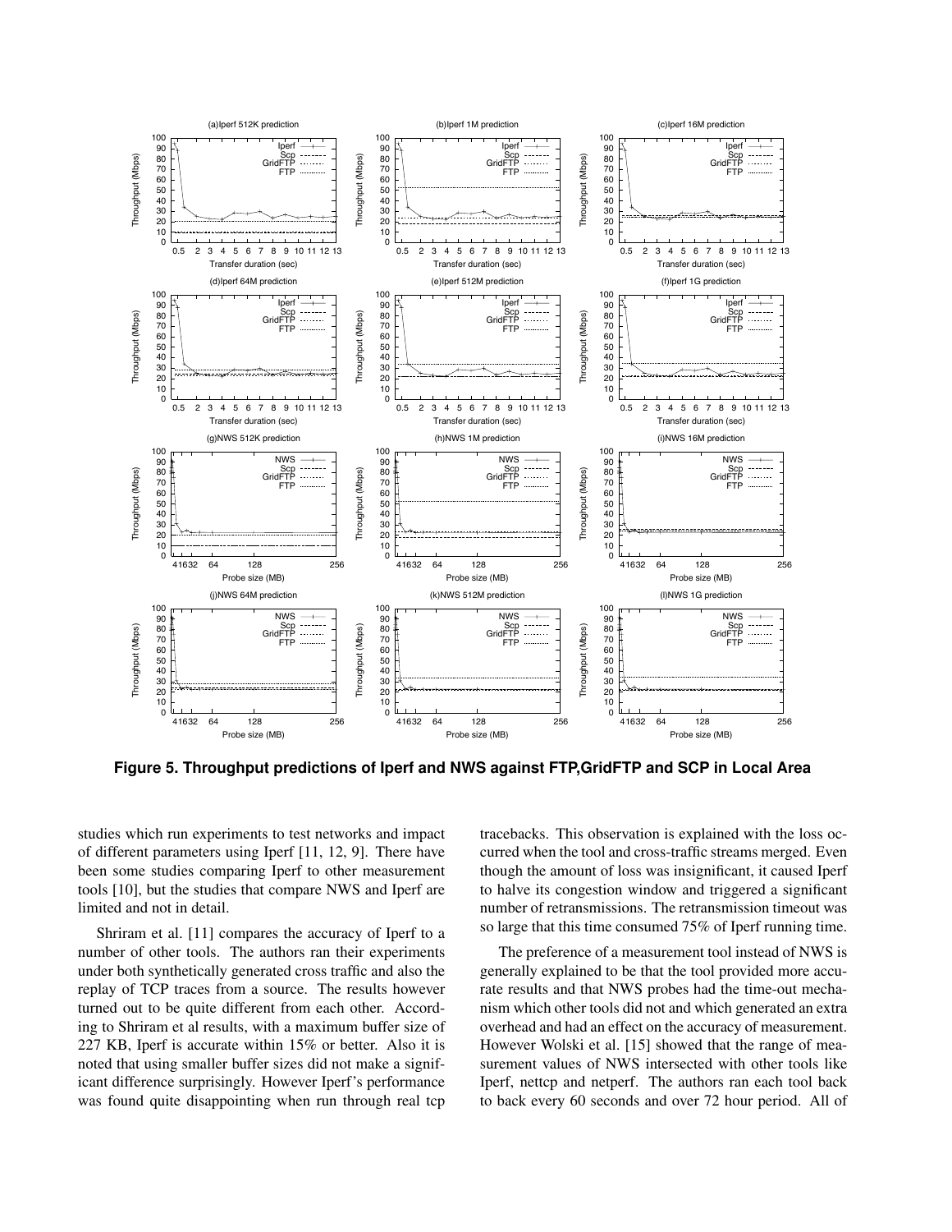**Figure 5. Throughput predictions of Iperf and NWS against FTP,GridFTP and SCP in Local Area**

studies which run experiments to test networks and impact of different parameters using Iperf [11, 12, 9]. There have been some studies comparing Iperf to other measurement tools [10], but the studies that compare NWS and Iperf are limited and not in detail.

Shriram et al. [11] compares the accuracy of Iperf to a number of other tools. The authors ran their experiments under both synthetically generated cross traffic and also the replay of TCP traces from a source. The results however turned out to be quite different from each other. According to Shriram et al results, with a maximum buffer size of 227 KB, Iperf is accurate within 15% or better. Also it is noted that using smaller buffer sizes did not make a significant difference surprisingly. However Iperf's performance was found quite disappointing when run through real tcp tracebacks. This observation is explained with the loss occurred when the tool and cross-traffic streams merged. Even though the amount of loss was insignificant, it caused Iperf to halve its congestion window and triggered a significant number of retransmissions. The retransmission timeout was so large that this time consumed 75% of Iperf running time.

The preference of a measurement tool instead of NWS is generally explained to be that the tool provided more accurate results and that NWS probes had the time-out mechanism which other tools did not and which generated an extra overhead and had an effect on the accuracy of measurement. However Wolski et al. [15] showed that the range of measurement values of NWS intersected with other tools like Iperf, nettcp and netperf. The authors ran each tool back to back every 60 seconds and over 72 hour period. All of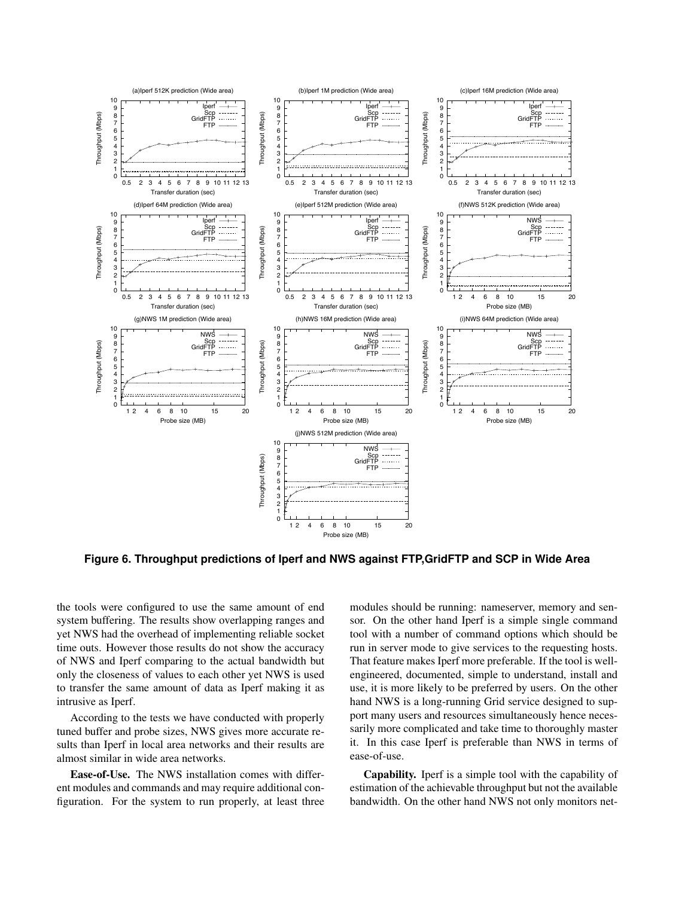**Figure 6. Throughput predictions of Iperf and NWS against FTP,GridFTP and SCP in Wide Area**

the tools were configured to use the same amount of end system buffering. The results show overlapping ranges and yet NWS had the overhead of implementing reliable socket time outs. However those results do not show the accuracy of NWS and Iperf comparing to the actual bandwidth but only the closeness of values to each other yet NWS is used to transfer the same amount of data as Iperf making it as intrusive as Iperf.

According to the tests we have conducted with properly tuned buffer and probe sizes, NWS gives more accurate results than Iperf in local area networks and their results are almost similar in wide area networks.

**Ease-of-Use.** The NWS installation comes with different modules and commands and may require additional configuration. For the system to run properly, at least three modules should be running: nameserver, memory and sensor. On the other hand Iperf is a simple single command tool with a number of command options which should be run in server mode to give services to the requesting hosts. That feature makes Iperf more preferable. If the tool is well-engineered, documented, simple to understand, install and use, it is more likely to be preferred by users. On the other hand NWS is a long-running Grid service designed to support many users and resources simultaneously hence necessarily more complicated and take time to thoroughly master it. In this case Iperf is preferable than NWS in terms of ease-of-use.

**Capability.** Iperf is a simple tool with the capability of estimation of the achievable throughput but not the available bandwidth. On the other hand NWS not only monitors net-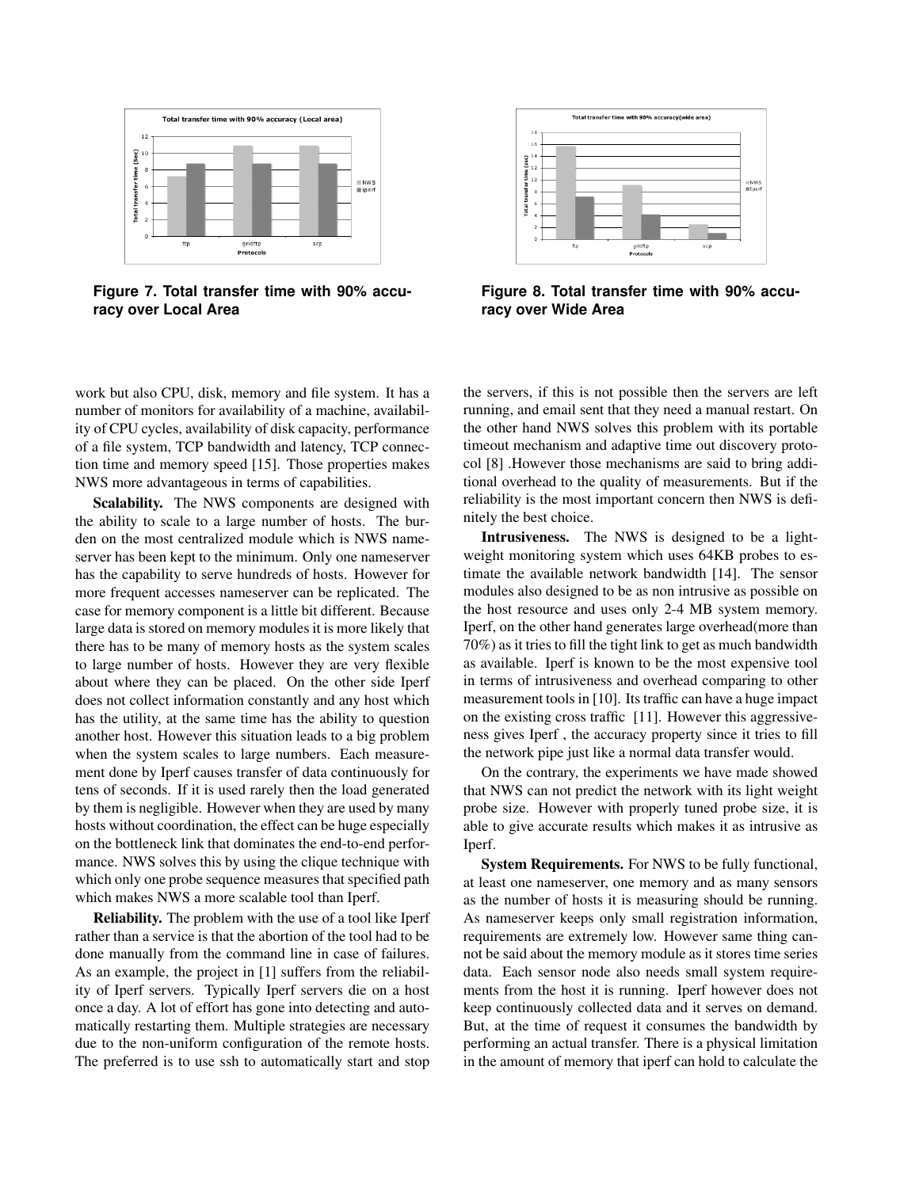**Figure 7. Total transfer time with 90% accuracy over Local Area**

**Figure 8. Total transfer time with 90% accuracy over Wide Area**

work but also CPU, disk, memory and file system. It has a number of monitors for availability of a machine, availability of CPU cycles, availability of disk capacity, performance of a file system, TCP bandwidth and latency, TCP connection time and memory speed [15]. Those properties makes NWS more advantageous in terms of capabilities.

**Scalability.** The NWS components are designed with the ability to scale to a large number of hosts. The burden on the most centralized module which is NWS nameserver has been kept to the minimum. Only one nameserver has the capability to serve hundreds of hosts. However for more frequent accesses nameserver can be replicated. The case for memory component is a little bit different. Because large data is stored on memory modules it is more likely that there has to be many of memory hosts as the system scales to large number of hosts. However they are very flexible about where they can be placed. On the other side Iperf does not collect information constantly and any host which has the utility, at the same time has the ability to question another host. However this situation leads to a big problem when the system scales to large numbers. Each measurement done by Iperf causes transfer of data continuously for tens of seconds. If it is used rarely then the load generated by them is negligible. However when they are used by many hosts without coordination, the effect can be huge especially on the bottleneck link that dominates the end-to-end performance. NWS solves this by using the clique technique with which only one probe sequence measures that specified path which makes NWS a more scalable tool than Iperf.

**Reliability.** The problem with the use of a tool like Iperf rather than a service is that the abortion of the tool had to be done manually from the command line in case of failures. As an example, the project in [1] suffers from the reliability of Iperf servers. Typically Iperf servers die on a host once a day. A lot of effort has gone into detecting and automatically restarting them. Multiple strategies are necessary due to the non-uniform configuration of the remote hosts. The preferred is to use ssh to automatically start and stop the servers, if this is not possible then the servers are left running, and email sent that they need a manual restart. On the other hand NWS solves this problem with its portable timeout mechanism and adaptive time out discovery protocol [8] .However those mechanisms are said to bring additional overhead to the quality of measurements. But if the reliability is the most important concern then NWS is definitely the best choice.

**Intrusiveness.** The NWS is designed to be a lightweight monitoring system which uses 64KB probes to estimate the available network bandwidth [14]. The sensor modules also designed to be as non intrusive as possible on the host resource and uses only 2-4 MB system memory. Iperf, on the other hand generates large overhead(more than 70%) as it tries to fill the tight link to get as much bandwidth as available. Iperf is known to be the most expensive tool in terms of intrusiveness and overhead comparing to other measurement tools in [10]. Its traffic can have a huge impact on the existing cross traffic [11]. However this aggressiveness gives Iperf , the accuracy property since it tries to fill the network pipe just like a normal data transfer would.

On the contrary, the experiments we have made showed that NWS can not predict the network with its light weight probe size. However with properly tuned probe size, it is able to give accurate results which makes it as intrusive as Iperf.

**System Requirements.** For NWS to be fully functional, at least one nameserver, one memory and as many sensors as the number of hosts it is measuring should be running. As nameserver keeps only small registration information, requirements are extremely low. However same thing cannot be said about the memory module as it stores time series data. Each sensor node also needs small system requirements from the host it is running. Iperf however does not keep continuously collected data and it serves on demand. But, at the time of request it consumes the bandwidth by performing an actual transfer. There is a physical limitation in the amount of memory that iperf can hold to calculate the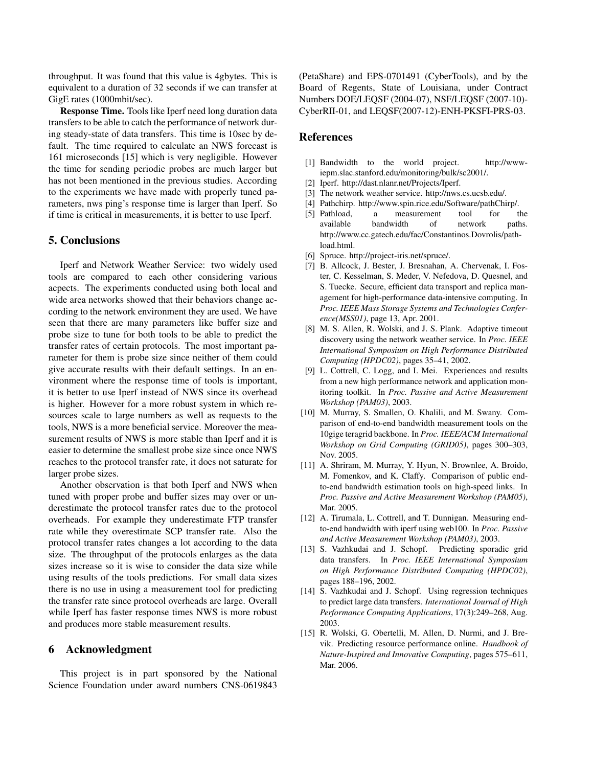throughput. It was found that this value is 4gbytes. This is equivalent to a duration of 32 seconds if we can transfer at GigE rates (1000mbit/sec).

**Response Time.** Tools like Iperf need long duration data transfers to be able to catch the performance of network during steady-state of data transfers. This time is 10sec by default. The time required to calculate an NWS forecast is 161 microseconds [15] which is very negligible. However the time for sending periodic probes are much larger but has not been mentioned in the previous studies. According to the experiments we have made with properly tuned parameters, nws ping's response time is larger than Iperf. So if time is critical in measurements, it is better to use Iperf.

## 5. Conclusions

Iperf and Network Weather Service: two widely used tools are compared to each other considering various acpects. The experiments conducted using both local and wide area networks showed that their behaviors change according to the network environment they are used. We have seen that there are many parameters like buffer size and probe size to tune for both tools to be able to predict the transfer rates of certain protocols. The most important parameter for them is probe size since neither of them could give accurate results with their default settings. In an environment where the response time of tools is important, it is better to use Iperf instead of NWS since its overhead is higher. However for a more robust system in which resources scale to large numbers as well as requests to the tools, NWS is a more beneficial service. Moreover the measurement results of NWS is more stable than Iperf and it is easier to determine the smallest probe size since once NWS reaches to the protocol transfer rate, it does not saturate for larger probe sizes.

Another observation is that both Iperf and NWS when tuned with proper probe and buffer sizes may over or underestimate the protocol transfer rates due to the protocol overheads. For example they underestimate FTP transfer rate while they overestimate SCP transfer rate. Also the protocol transfer rates changes a lot according to the data size. The throughput of the protocols enlarges as the data sizes increase so it is wise to consider the data size while using results of the tools predictions. For small data sizes there is no use in using a measurement tool for predicting the transfer rate since protocol overheads are large. Overall while Iperf has faster response times NWS is more robust and produces more stable measurement results.

## 6 Acknowledgment

This project is in part sponsored by the National Science Foundation under award numbers CNS-0619843 (PetaShare) and EPS-0701491 (CyberTools), and by the Board of Regents, State of Louisiana, under Contract Numbers DOE/LEQSF (2004-07), NSF/LEQSF (2007-10)-CyberRII-01, and LEQSF(2007-12)-ENH-PKSFI-PRS-03.

## References

[1] Bandwidth to the world project. http://www-iepm.slac.stanford.edu/monitoring/bulk/sc2001/.

[2] Iperf. http://dast.nlanr.net/Projects/Iperf.

[3] The network weather service. http://nws.cs.ucsb.edu/.

[4] Pathchirp. http://www.spin.rice.edu/Software/pathChirp/.

[5] Pathload, a measurement tool for the available bandwidth of network paths. http://www.cc.gatech.edu/fac/Constantinos.Dovrolis/pathload.html.

[6] Spruce. http://project-iris.net/spruce/.

[7] B. Allcock, J. Bester, J. Bresnahan, A. Chervenak, I. Foster, C. Kesselman, S. Meder, V. Nefedova, D. Quesnel, and S. Tuecke. Secure, efficient data transport and replica management for high-performance data-intensive computing. In *Proc. IEEE Mass Storage Systems and Technologies Conference(MSS01)*, page 13, Apr. 2001.

[8] M. S. Allen, R. Wolski, and J. S. Plank. Adaptive timeout discovery using the network weather service. In *Proc. IEEE International Symposium on High Performance Distributed Computing (HPDC02)*, pages 35–41, 2002.

[9] L. Cottrell, C. Logg, and I. Mei. Experiences and results from a new high performance network and application monitoring toolkit. In *Proc. Passive and Active Measurement Workshop (PAM03)*, 2003.

[10] M. Murray, S. Smallen, O. Khalili, and M. Swany. Comparison of end-to-end bandwidth measurement tools on the 10gige teragrid backbone. In *Proc. IEEE/ACM International Workshop on Grid Computing (GRID05)*, pages 300–303, Nov. 2005.

[11] A. Shriram, M. Murray, Y. Hyun, N. Brownlee, A. Broido, M. Fomenkov, and K. Claffy. Comparison of public end-to-end bandwidth estimation tools on high-speed links. In *Proc. Passive and Active Measurement Workshop (PAM05)*, Mar. 2005.

[12] A. Tirumala, L. Cottrell, and T. Dunnigan. Measuring end-to-end bandwidth with iperf using web100. In *Proc. Passive and Active Measurement Workshop (PAM03)*, 2003.

[13] S. Vazhkudai and J. Schopf. Predicting sporadic grid data transfers. In *Proc. IEEE International Symposium on High Performance Distributed Computing (HPDC02)*, pages 188–196, 2002.

[14] S. Vazhkudai and J. Schopf. Using regression techniques to predict large data transfers. *International Journal of High Performance Computing Applications*, 17(3):249–268, Aug. 2003.

[15] R. Wolski, G. Obertelli, M. Allen, D. Nurmi, and J. Brevik. Predicting resource performance online. *Handbook of Nature-Inspired and Innovative Computing*, pages 575–611, Mar. 2006.